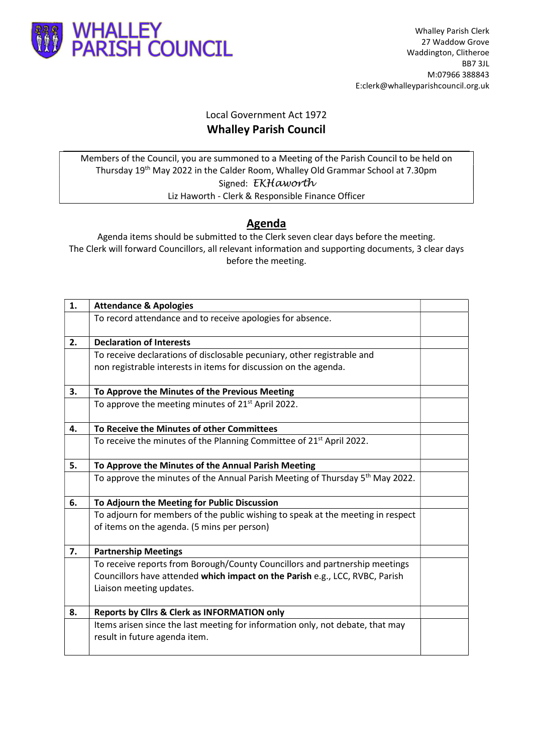# WHALLEY PARISH COUNCIL

Whalley Parish Clerk
27 Waddow Grove
Waddington, Clitheroe
BB7 3JL
M:07966 388843
E:clerk@whalleyparishcouncil.org.uk

Local Government Act 1972

## Whalley Parish Council

Members of the Council, you are summoned to a Meeting of the Parish Council to be held on Thursday 19th May 2022 in the Calder Room, Whalley Old Grammar School at 7.30pm

Signed: *EKHaworth*

Liz Haworth - Clerk & Responsible Finance Officer

## Agenda

Agenda items should be submitted to the Clerk seven clear days before the meeting.
The Clerk will forward Councillors, all relevant information and supporting documents, 3 clear days before the meeting.

| | | |
|---|---|---|
| **1.** | **Attendance & Apologies** | |
| | To record attendance and to receive apologies for absence. | |
| **2.** | **Declaration of Interests** | |
| | To receive declarations of disclosable pecuniary, other registrable and non registrable interests in items for discussion on the agenda. | |
| **3.** | **To Approve the Minutes of the Previous Meeting** | |
| | To approve the meeting minutes of 21st April 2022. | |
| **4.** | **To Receive the Minutes of other Committees** | |
| | To receive the minutes of the Planning Committee of 21st April 2022. | |
| **5.** | **To Approve the Minutes of the Annual Parish Meeting** | |
| | To approve the minutes of the Annual Parish Meeting of Thursday 5th May 2022. | |
| **6.** | **To Adjourn the Meeting for Public Discussion** | |
| | To adjourn for members of the public wishing to speak at the meeting in respect of items on the agenda. (5 mins per person) | |
| **7.** | **Partnership Meetings** | |
| | To receive reports from Borough/County Councillors and partnership meetings Councillors have attended **which impact on the Parish** e.g., LCC, RVBC, Parish Liaison meeting updates. | |
| **8.** | **Reports by Cllrs & Clerk as INFORMATION only** | |
| | Items arisen since the last meeting for information only, not debate, that may result in future agenda item. | |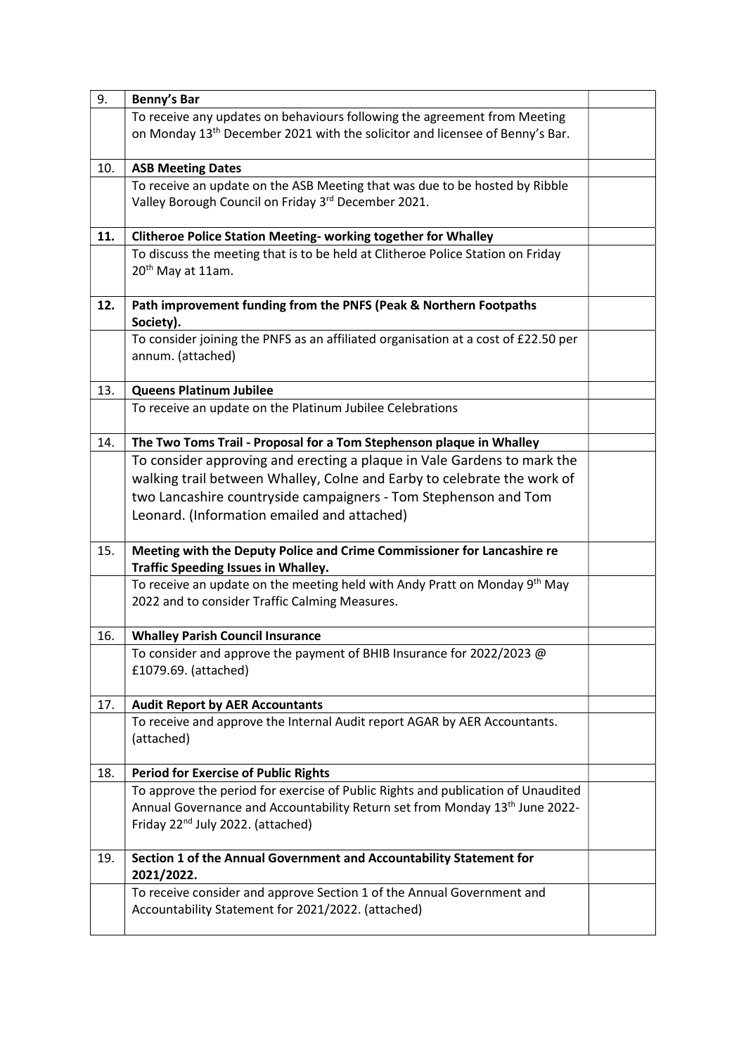| | | |
|---|---|---|
| 9. | **Benny's Bar** | |
| | To receive any updates on behaviours following the agreement from Meeting on Monday 13th December 2021 with the solicitor and licensee of Benny's Bar. | |
| 10. | **ASB Meeting Dates** | |
| | To receive an update on the ASB Meeting that was due to be hosted by Ribble Valley Borough Council on Friday 3rd December 2021. | |
| **11.** | **Clitheroe Police Station Meeting- working together for Whalley** | |
| | To discuss the meeting that is to be held at Clitheroe Police Station on Friday 20th May at 11am. | |
| **12.** | **Path improvement funding from the PNFS (Peak & Northern Footpaths Society).** | |
| | To consider joining the PNFS as an affiliated organisation at a cost of £22.50 per annum. (attached) | |
| 13. | **Queens Platinum Jubilee** | |
| | To receive an update on the Platinum Jubilee Celebrations | |
| 14. | **The Two Toms Trail - Proposal for a Tom Stephenson plaque in Whalley** | |
| | To consider approving and erecting a plaque in Vale Gardens to mark the walking trail between Whalley, Colne and Earby to celebrate the work of two Lancashire countryside campaigners - Tom Stephenson and Tom Leonard. (Information emailed and attached) | |
| 15. | **Meeting with the Deputy Police and Crime Commissioner for Lancashire re Traffic Speeding Issues in Whalley.** | |
| | To receive an update on the meeting held with Andy Pratt on Monday 9th May 2022 and to consider Traffic Calming Measures. | |
| 16. | **Whalley Parish Council Insurance** | |
| | To consider and approve the payment of BHIB Insurance for 2022/2023 @ £1079.69. (attached) | |
| 17. | **Audit Report by AER Accountants** | |
| | To receive and approve the Internal Audit report AGAR by AER Accountants. (attached) | |
| 18. | **Period for Exercise of Public Rights** | |
| | To approve the period for exercise of Public Rights and publication of Unaudited Annual Governance and Accountability Return set from Monday 13th June 2022- Friday 22nd July 2022. (attached) | |
| 19. | **Section 1 of the Annual Government and Accountability Statement for 2021/2022.** | |
| | To receive consider and approve Section 1 of the Annual Government and Accountability Statement for 2021/2022. (attached) | |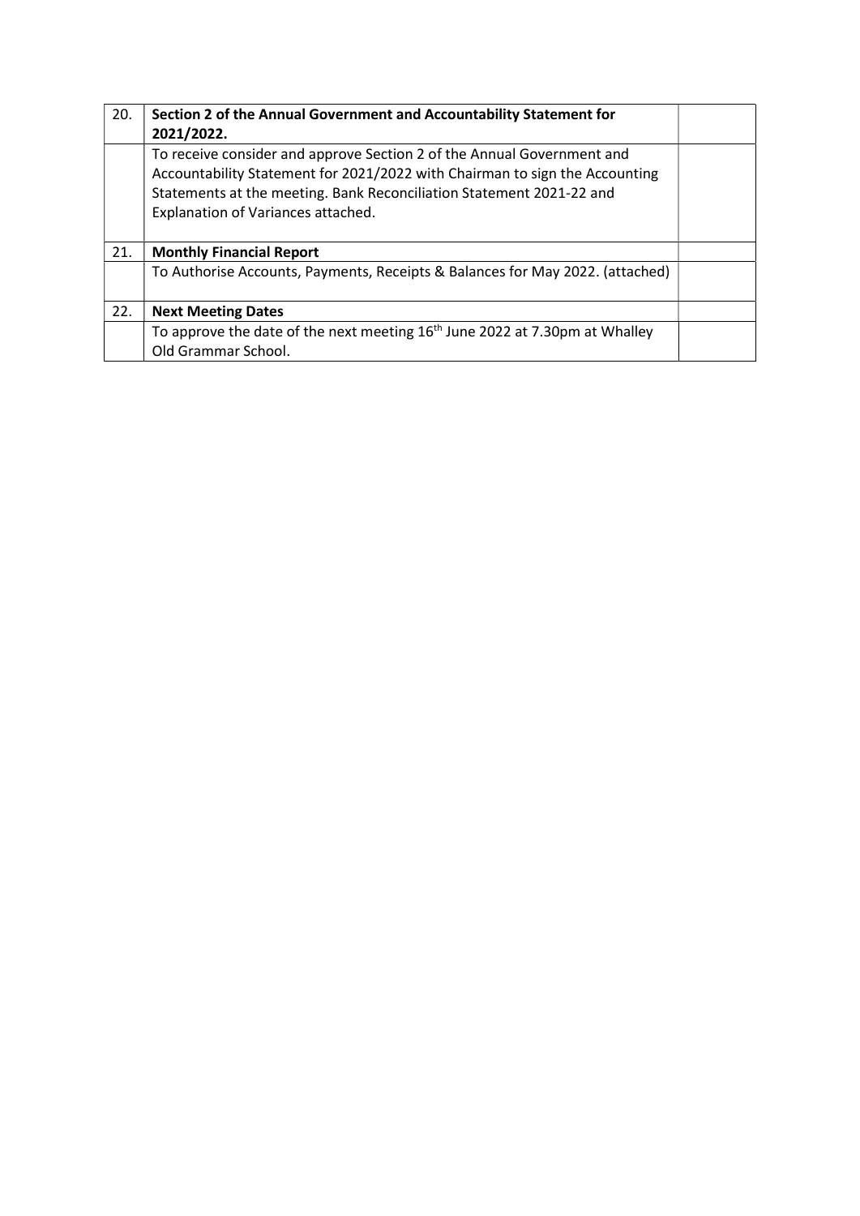| | | |
|---|---|---|
| 20. | **Section 2 of the Annual Government and Accountability Statement for 2021/2022.** | |
| | To receive consider and approve Section 2 of the Annual Government and Accountability Statement for 2021/2022 with Chairman to sign the Accounting Statements at the meeting. Bank Reconciliation Statement 2021-22 and Explanation of Variances attached. | |
| 21. | **Monthly Financial Report** | |
| | To Authorise Accounts, Payments, Receipts & Balances for May 2022. (attached) | |
| 22. | **Next Meeting Dates** | |
| | To approve the date of the next meeting 16th June 2022 at 7.30pm at Whalley Old Grammar School. | |